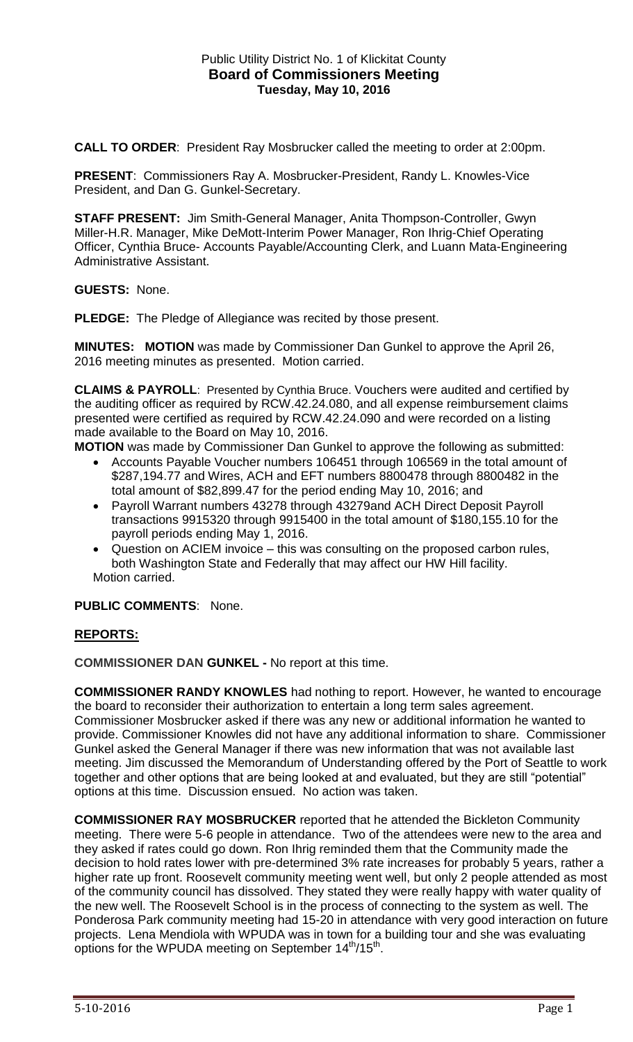Public Utility District No. 1 of Klickitat County

# Board of Commissioners Meeting

**Tuesday, May 10, 2016**

**CALL TO ORDER**: President Ray Mosbrucker called the meeting to order at 2:00pm.

**PRESENT**: Commissioners Ray A. Mosbrucker-President, Randy L. Knowles-Vice President, and Dan G. Gunkel-Secretary.

**STAFF PRESENT:** Jim Smith-General Manager, Anita Thompson-Controller, Gwyn Miller-H.R. Manager, Mike DeMott-Interim Power Manager, Ron Ihrig-Chief Operating Officer, Cynthia Bruce- Accounts Payable/Accounting Clerk, and Luann Mata-Engineering Administrative Assistant.

**GUESTS:** None.

**PLEDGE:** The Pledge of Allegiance was recited by those present.

**MINUTES: MOTION** was made by Commissioner Dan Gunkel to approve the April 26, 2016 meeting minutes as presented. Motion carried.

**CLAIMS & PAYROLL**: Presented by Cynthia Bruce. Vouchers were audited and certified by the auditing officer as required by RCW.42.24.080, and all expense reimbursement claims presented were certified as required by RCW.42.24.090 and were recorded on a listing made available to the Board on May 10, 2016.

**MOTION** was made by Commissioner Dan Gunkel to approve the following as submitted:

- Accounts Payable Voucher numbers 106451 through 106569 in the total amount of $287,194.77 and Wires, ACH and EFT numbers 8800478 through 8800482 in the total amount of $82,899.47 for the period ending May 10, 2016; and
- Payroll Warrant numbers 43278 through 43279and ACH Direct Deposit Payroll transactions 9915320 through 9915400 in the total amount of $180,155.10 for the payroll periods ending May 1, 2016.
- Question on ACIEM invoice – this was consulting on the proposed carbon rules, both Washington State and Federally that may affect our HW Hill facility.

Motion carried.

**PUBLIC COMMENTS**: None.

## REPORTS:

**COMMISSIONER DAN GUNKEL -** No report at this time.

**COMMISSIONER RANDY KNOWLES** had nothing to report. However, he wanted to encourage the board to reconsider their authorization to entertain a long term sales agreement. Commissioner Mosbrucker asked if there was any new or additional information he wanted to provide. Commissioner Knowles did not have any additional information to share. Commissioner Gunkel asked the General Manager if there was new information that was not available last meeting. Jim discussed the Memorandum of Understanding offered by the Port of Seattle to work together and other options that are being looked at and evaluated, but they are still "potential" options at this time. Discussion ensued. No action was taken.

**COMMISSIONER RAY MOSBRUCKER** reported that he attended the Bickleton Community meeting. There were 5-6 people in attendance. Two of the attendees were new to the area and they asked if rates could go down. Ron Ihrig reminded them that the Community made the decision to hold rates lower with pre-determined 3% rate increases for probably 5 years, rather a higher rate up front. Roosevelt community meeting went well, but only 2 people attended as most of the community council has dissolved. They stated they were really happy with water quality of the new well. The Roosevelt School is in the process of connecting to the system as well. The Ponderosa Park community meeting had 15-20 in attendance with very good interaction on future projects. Lena Mendiola with WPUDA was in town for a building tour and she was evaluating options for the WPUDA meeting on September 14th/15th.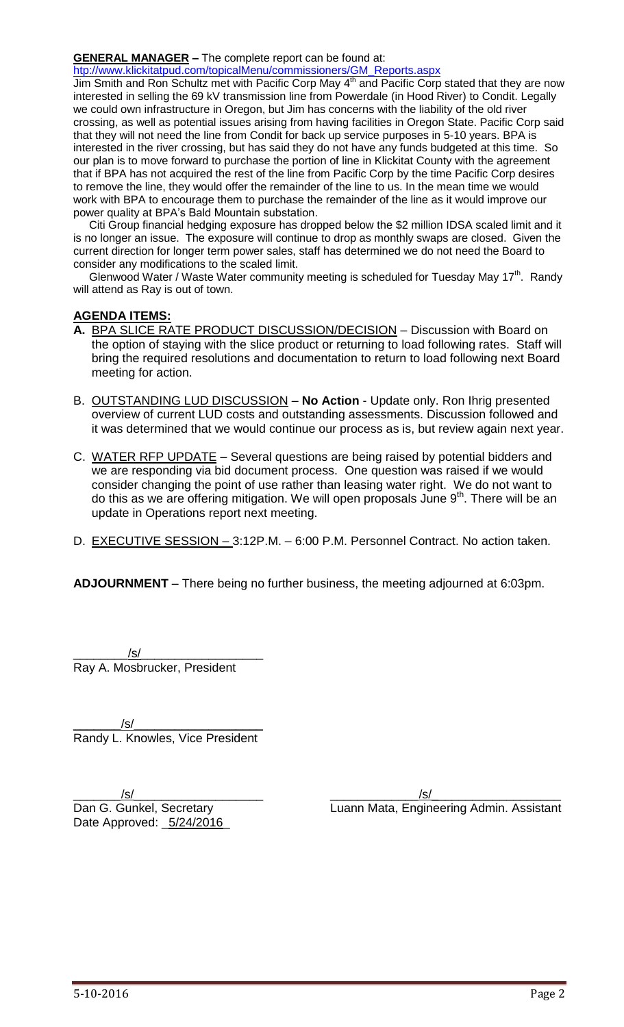**GENERAL MANAGER –** The complete report can be found at:
htp://www.klickitatpud.com/topicalMenu/commissioners/GM_Reports.aspx

Jim Smith and Ron Schultz met with Pacific Corp May 4th and Pacific Corp stated that they are now interested in selling the 69 kV transmission line from Powerdale (in Hood River) to Condit. Legally we could own infrastructure in Oregon, but Jim has concerns with the liability of the old river crossing, as well as potential issues arising from having facilities in Oregon State. Pacific Corp said that they will not need the line from Condit for back up service purposes in 5-10 years. BPA is interested in the river crossing, but has said they do not have any funds budgeted at this time. So our plan is to move forward to purchase the portion of line in Klickitat County with the agreement that if BPA has not acquired the rest of the line from Pacific Corp by the time Pacific Corp desires to remove the line, they would offer the remainder of the line to us. In the mean time we would work with BPA to encourage them to purchase the remainder of the line as it would improve our power quality at BPA's Bald Mountain substation.

Citi Group financial hedging exposure has dropped below the $2 million IDSA scaled limit and it is no longer an issue. The exposure will continue to drop as monthly swaps are closed. Given the current direction for longer term power sales, staff has determined we do not need the Board to consider any modifications to the scaled limit.

Glenwood Water / Waste Water community meeting is scheduled for Tuesday May 17th. Randy will attend as Ray is out of town.

**AGENDA ITEMS:**

**A.** BPA SLICE RATE PRODUCT DISCUSSION/DECISION – Discussion with Board on the option of staying with the slice product or returning to load following rates. Staff will bring the required resolutions and documentation to return to load following next Board meeting for action.

B. OUTSTANDING LUD DISCUSSION – **No Action** - Update only. Ron Ihrig presented overview of current LUD costs and outstanding assessments. Discussion followed and it was determined that we would continue our process as is, but review again next year.

C. WATER RFP UPDATE – Several questions are being raised by potential bidders and we are responding via bid document process. One question was raised if we would consider changing the point of use rather than leasing water right. We do not want to do this as we are offering mitigation. We will open proposals June 9th. There will be an update in Operations report next meeting.

D. EXECUTIVE SESSION – 3:12P.M. – 6:00 P.M. Personnel Contract. No action taken.

**ADJOURNMENT** – There being no further business, the meeting adjourned at 6:03pm.

/s/
Ray A. Mosbrucker, President

/s/
Randy L. Knowles, Vice President

/s/
Dan G. Gunkel, Secretary
Date Approved: 5/24/2016

/s/
Luann Mata, Engineering Admin. Assistant